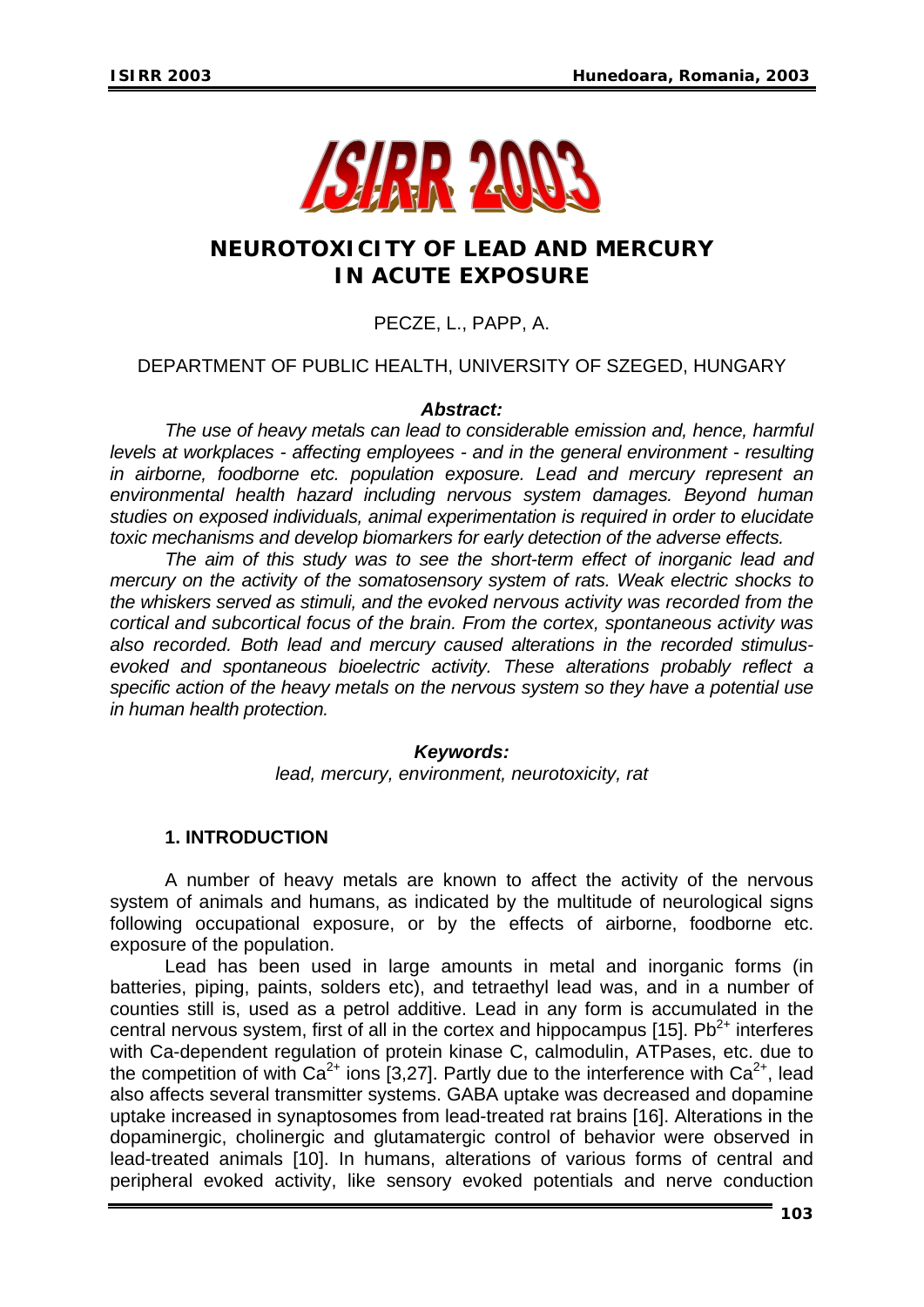# NEUROTOXICITY OF LEAD AND MERCURY IN ACUTE EXPOSURE

PECZE, L., PAPP, A.

DEPARTMENT OF PUBLIC HEALTH, UNIVERSITY OF SZEGED, HUNGARY

***Abstract:***

*The use of heavy metals can lead to considerable emission and, hence, harmful levels at workplaces - affecting employees - and in the general environment - resulting in airborne, foodborne etc. population exposure. Lead and mercury represent an environmental health hazard including nervous system damages. Beyond human studies on exposed individuals, animal experimentation is required in order to elucidate toxic mechanisms and develop biomarkers for early detection of the adverse effects.*

*The aim of this study was to see the short-term effect of inorganic lead and mercury on the activity of the somatosensory system of rats. Weak electric shocks to the whiskers served as stimuli, and the evoked nervous activity was recorded from the cortical and subcortical focus of the brain. From the cortex, spontaneous activity was also recorded. Both lead and mercury caused alterations in the recorded stimulus-evoked and spontaneous bioelectric activity. These alterations probably reflect a specific action of the heavy metals on the nervous system so they have a potential use in human health protection.*

***Keywords:***

*lead, mercury, environment, neurotoxicity, rat*

## 1. INTRODUCTION

A number of heavy metals are known to affect the activity of the nervous system of animals and humans, as indicated by the multitude of neurological signs following occupational exposure, or by the effects of airborne, foodborne etc. exposure of the population.

Lead has been used in large amounts in metal and inorganic forms (in batteries, piping, paints, solders etc), and tetraethyl lead was, and in a number of counties still is, used as a petrol additive. Lead in any form is accumulated in the central nervous system, first of all in the cortex and hippocampus [15]. $Pb^{2+}$ interferes with Ca-dependent regulation of protein kinase C, calmodulin, ATPases, etc. due to the competition of with $Ca^{2+}$ ions [3,27]. Partly due to the interference with $Ca^{2+}$, lead also affects several transmitter systems. GABA uptake was decreased and dopamine uptake increased in synaptosomes from lead-treated rat brains [16]. Alterations in the dopaminergic, cholinergic and glutamatergic control of behavior were observed in lead-treated animals [10]. In humans, alterations of various forms of central and peripheral evoked activity, like sensory evoked potentials and nerve conduction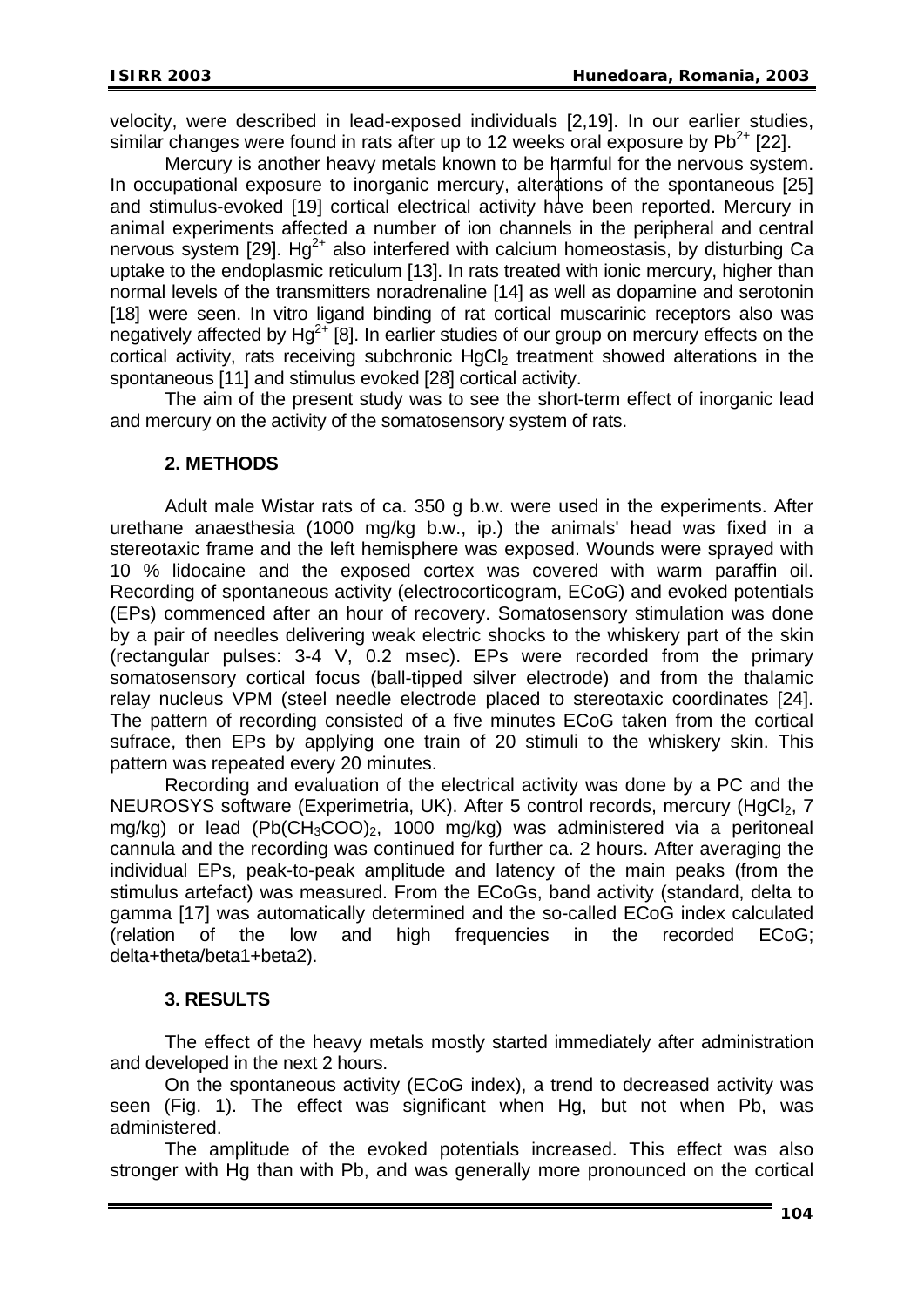velocity, were described in lead-exposed individuals [2,19]. In our earlier studies, similar changes were found in rats after up to 12 weeks oral exposure by $Pb^{2+}$ [22].

Mercury is another heavy metals known to be harmful for the nervous system. In occupational exposure to inorganic mercury, alterations of the spontaneous [25] and stimulus-evoked [19] cortical electrical activity have been reported. Mercury in animal experiments affected a number of ion channels in the peripheral and central nervous system [29]. $Hg^{2+}$ also interfered with calcium homeostasis, by disturbing Ca uptake to the endoplasmic reticulum [13]. In rats treated with ionic mercury, higher than normal levels of the transmitters noradrenaline [14] as well as dopamine and serotonin [18] were seen. In vitro ligand binding of rat cortical muscarinic receptors also was negatively affected by $Hg^{2+}$ [8]. In earlier studies of our group on mercury effects on the cortical activity, rats receiving subchronic $HgCl_2$ treatment showed alterations in the spontaneous [11] and stimulus evoked [28] cortical activity.

The aim of the present study was to see the short-term effect of inorganic lead and mercury on the activity of the somatosensory system of rats.

## 2. METHODS

Adult male Wistar rats of ca. 350 g b.w. were used in the experiments. After urethane anaesthesia (1000 mg/kg b.w., ip.) the animals' head was fixed in a stereotaxic frame and the left hemisphere was exposed. Wounds were sprayed with 10 % lidocaine and the exposed cortex was covered with warm paraffin oil. Recording of spontaneous activity (electrocorticogram, ECoG) and evoked potentials (EPs) commenced after an hour of recovery. Somatosensory stimulation was done by a pair of needles delivering weak electric shocks to the whiskery part of the skin (rectangular pulses: 3-4 V, 0.2 msec). EPs were recorded from the primary somatosensory cortical focus (ball-tipped silver electrode) and from the thalamic relay nucleus VPM (steel needle electrode placed to stereotaxic coordinates [24]. The pattern of recording consisted of a five minutes ECoG taken from the cortical sufrace, then EPs by applying one train of 20 stimuli to the whiskery skin. This pattern was repeated every 20 minutes.

Recording and evaluation of the electrical activity was done by a PC and the NEUROSYS software (Experimetria, UK). After 5 control records, mercury ($HgCl_2$, 7 mg/kg) or lead ($Pb(CH_3COO)_2$, 1000 mg/kg) was administered via a peritoneal cannula and the recording was continued for further ca. 2 hours. After averaging the individual EPs, peak-to-peak amplitude and latency of the main peaks (from the stimulus artefact) was measured. From the ECoGs, band activity (standard, delta to gamma [17] was automatically determined and the so-called ECoG index calculated (relation of the low and high frequencies in the recorded ECoG; delta+theta/beta1+beta2).

## 3. RESULTS

The effect of the heavy metals mostly started immediately after administration and developed in the next 2 hours.

On the spontaneous activity (ECoG index), a trend to decreased activity was seen (Fig. 1). The effect was significant when Hg, but not when Pb, was administered.

The amplitude of the evoked potentials increased. This effect was also stronger with Hg than with Pb, and was generally more pronounced on the cortical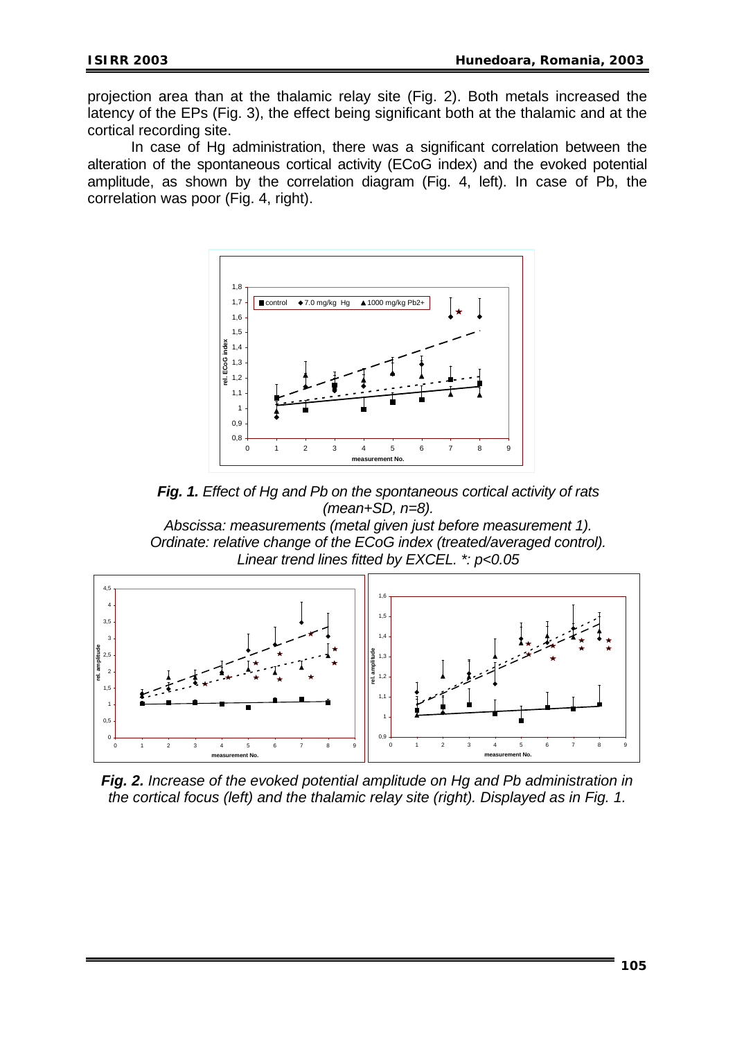projection area than at the thalamic relay site (Fig. 2). Both metals increased the latency of the EPs (Fig. 3), the effect being significant both at the thalamic and at the cortical recording site.

In case of Hg administration, there was a significant correlation between the alteration of the spontaneous cortical activity (ECoG index) and the evoked potential amplitude, as shown by the correlation diagram (Fig. 4, left). In case of Pb, the correlation was poor (Fig. 4, right).

***Fig. 1.*** *Effect of Hg and Pb on the spontaneous cortical activity of rats (mean+SD, n=8).*
*Abscissa: measurements (metal given just before measurement 1).*
*Ordinate: relative change of the ECoG index (treated/averaged control).*
*Linear trend lines fitted by EXCEL. *: p<0.05*

***Fig. 2.*** *Increase of the evoked potential amplitude on Hg and Pb administration in the cortical focus (left) and the thalamic relay site (right). Displayed as in Fig. 1.*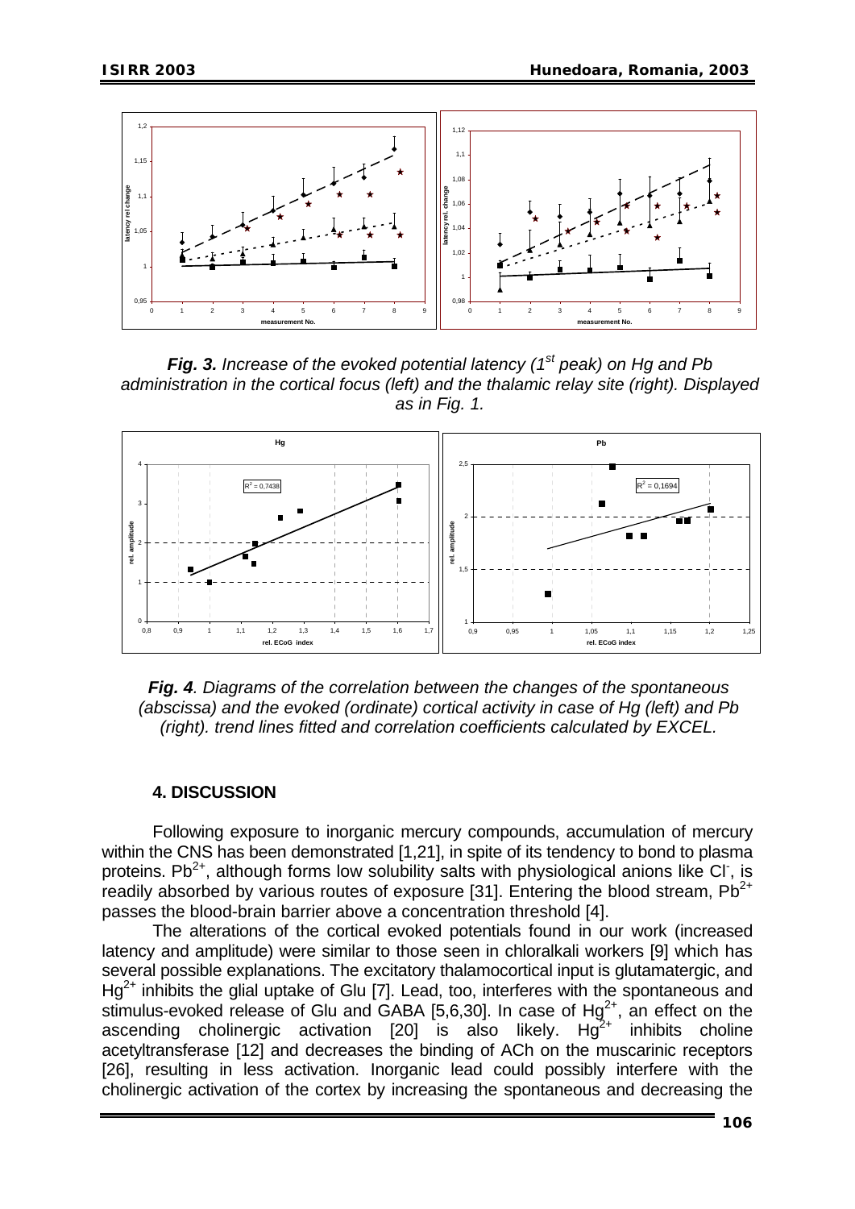*Fig. 3. Increase of the evoked potential latency (1$^{st}$ peak) on Hg and Pb administration in the cortical focus (left) and the thalamic relay site (right). Displayed as in Fig. 1.*

*Fig. 4. Diagrams of the correlation between the changes of the spontaneous (abscissa) and the evoked (ordinate) cortical activity in case of Hg (left) and Pb (right). trend lines fitted and correlation coefficients calculated by EXCEL.*

## 4. DISCUSSION

Following exposure to inorganic mercury compounds, accumulation of mercury within the CNS has been demonstrated [1,21], in spite of its tendency to bond to plasma proteins. $Pb^{2+}$, although forms low solubility salts with physiological anions like $Cl^-$, is readily absorbed by various routes of exposure [31]. Entering the blood stream, $Pb^{2+}$ passes the blood-brain barrier above a concentration threshold [4].

The alterations of the cortical evoked potentials found in our work (increased latency and amplitude) were similar to those seen in chloralkali workers [9] which has several possible explanations. The excitatory thalamocortical input is glutamatergic, and $Hg^{2+}$ inhibits the glial uptake of Glu [7]. Lead, too, interferes with the spontaneous and stimulus-evoked release of Glu and GABA [5,6,30]. In case of $Hg^{2+}$, an effect on the ascending cholinergic activation [20] is also likely. $Hg^{2+}$ inhibits choline acetyltransferase [12] and decreases the binding of ACh on the muscarinic receptors [26], resulting in less activation. Inorganic lead could possibly interfere with the cholinergic activation of the cortex by increasing the spontaneous and decreasing the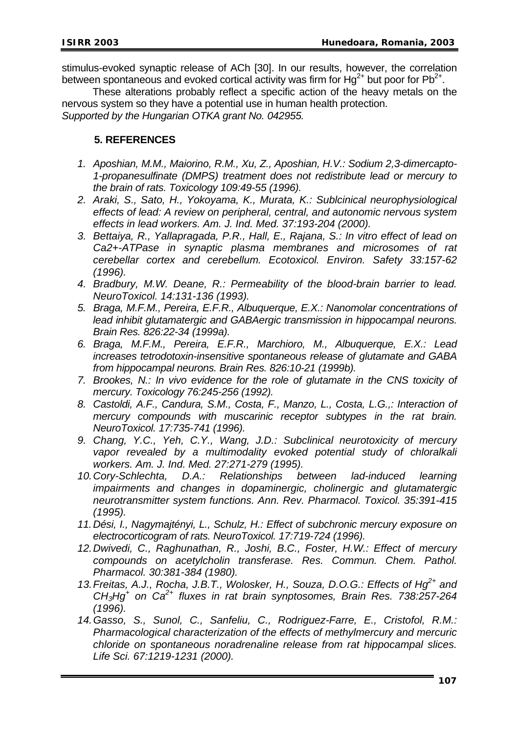stimulus-evoked synaptic release of ACh [30]. In our results, however, the correlation between spontaneous and evoked cortical activity was firm for $Hg^{2+}$ but poor for $Pb^{2+}$.

These alterations probably reflect a specific action of the heavy metals on the nervous system so they have a potential use in human health protection.
*Supported by the Hungarian OTKA grant No. 042955.*

## 5. REFERENCES

1. *Aposhian, M.M., Maiorino, R.M., Xu, Z., Aposhian, H.V.: Sodium 2,3-dimercapto-1-propanesulfinate (DMPS) treatment does not redistribute lead or mercury to the brain of rats. Toxicology 109:49-55 (1996).*
2. *Araki, S., Sato, H., Yokoyama, K., Murata, K.: Sublcinical neurophysiological effects of lead: A review on peripheral, central, and autonomic nervous system effects in lead workers. Am. J. Ind. Med. 37:193-204 (2000).*
3. *Bettaiya, R., Yallapragada, P.R., Hall, E., Rajana, S.: In vitro effect of lead on Ca2+-ATPase in synaptic plasma membranes and microsomes of rat cerebellar cortex and cerebellum. Ecotoxicol. Environ. Safety 33:157-62 (1996).*
4. *Bradbury, M.W. Deane, R.: Permeability of the blood-brain barrier to lead. NeuroToxicol. 14:131-136 (1993).*
5. *Braga, M.F.M., Pereira, E.F.R., Albuquerque, E.X.: Nanomolar concentrations of lead inhibit glutamatergic and GABAergic transmission in hippocampal neurons. Brain Res. 826:22-34 (1999a).*
6. *Braga, M.F.M., Pereira, E.F.R., Marchioro, M., Albuquerque, E.X.: Lead increases tetrodotoxin-insensitive spontaneous release of glutamate and GABA from hippocampal neurons. Brain Res. 826:10-21 (1999b).*
7. *Brookes, N.: In vivo evidence for the role of glutamate in the CNS toxicity of mercury. Toxicology 76:245-256 (1992).*
8. *Castoldi, A.F., Candura, S.M., Costa, F., Manzo, L., Costa, L.G.,: Interaction of mercury compounds with muscarinic receptor subtypes in the rat brain. NeuroToxicol. 17:735-741 (1996).*
9. *Chang, Y.C., Yeh, C.Y., Wang, J.D.: Subclinical neurotoxicity of mercury vapor revealed by a multimodality evoked potential study of chloralkali workers. Am. J. Ind. Med. 27:271-279 (1995).*
10. *Cory-Schlechta, D.A.: Relationships between lad-induced learning impairments and changes in dopaminergic, cholinergic and glutamatergic neurotransmitter system functions. Ann. Rev. Pharmacol. Toxicol. 35:391-415 (1995).*
11. *Dési, I., Nagymajtényi, L., Schulz, H.: Effect of subchronic mercury exposure on electrocorticogram of rats. NeuroToxicol. 17:719-724 (1996).*
12. *Dwivedi, C., Raghunathan, R., Joshi, B.C., Foster, H.W.: Effect of mercury compounds on acetylcholin transferase. Res. Commun. Chem. Pathol. Pharmacol. 30:381-384 (1980).*
13. *Freitas, A.J., Rocha, J.B.T., Wolosker, H., Souza, D.O.G.: Effects of $Hg^{2+}$ and $CH_3Hg^+$ on $Ca^{2+}$ fluxes in rat brain synptosomes, Brain Res. 738:257-264 (1996).*
14. *Gasso, S., Sunol, C., Sanfeliu, C., Rodriguez-Farre, E., Cristofol, R.M.: Pharmacological characterization of the effects of methylmercury and mercuric chloride on spontaneous noradrenaline release from rat hippocampal slices. Life Sci. 67:1219-1231 (2000).*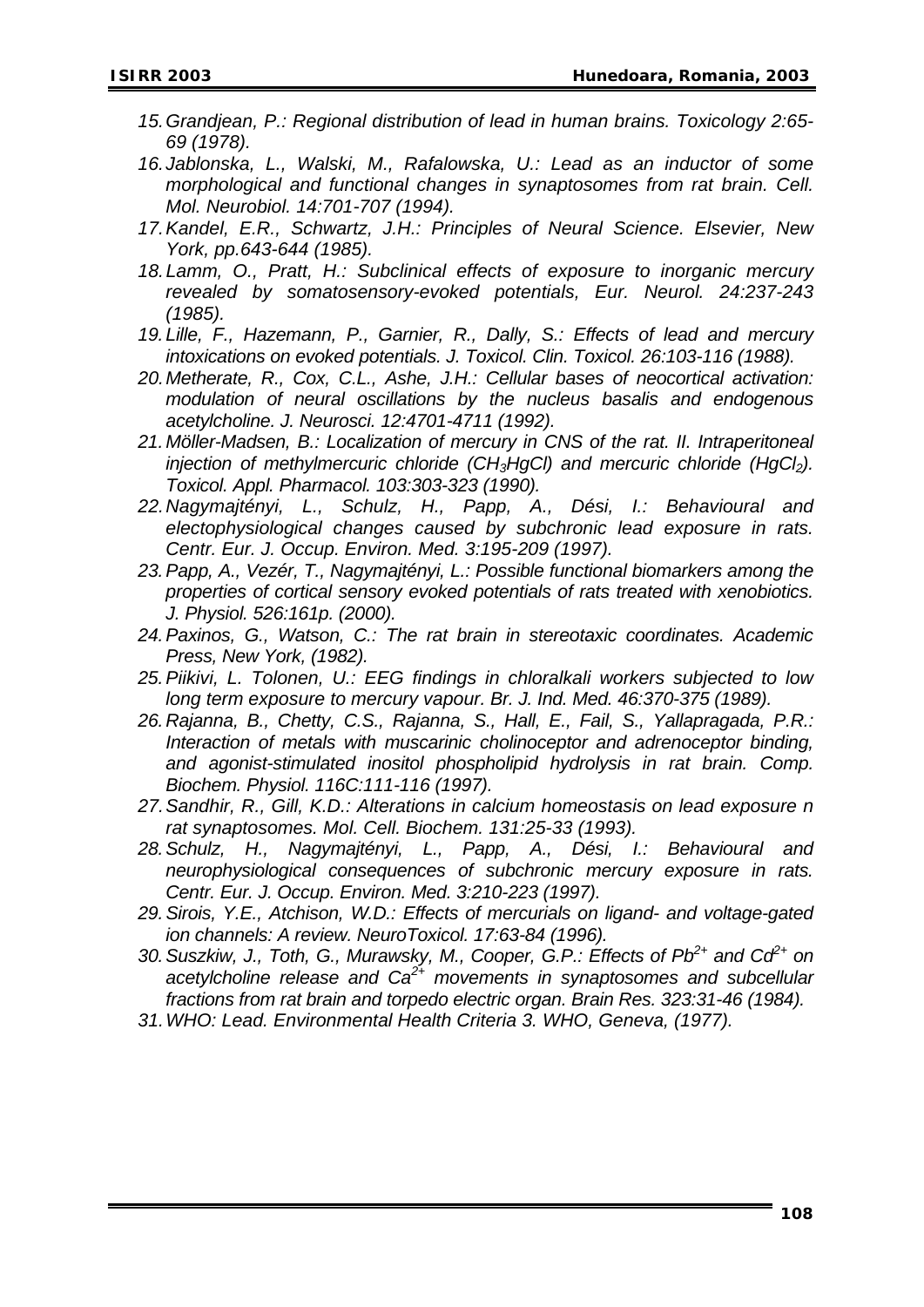15. *Grandjean, P.: Regional distribution of lead in human brains. Toxicology 2:65-69 (1978).*
16. *Jablonska, L., Walski, M., Rafalowska, U.: Lead as an inductor of some morphological and functional changes in synaptosomes from rat brain. Cell. Mol. Neurobiol. 14:701-707 (1994).*
17. *Kandel, E.R., Schwartz, J.H.: Principles of Neural Science. Elsevier, New York, pp.643-644 (1985).*
18. *Lamm, O., Pratt, H.: Subclinical effects of exposure to inorganic mercury revealed by somatosensory-evoked potentials, Eur. Neurol. 24:237-243 (1985).*
19. *Lille, F., Hazemann, P., Garnier, R., Dally, S.: Effects of lead and mercury intoxications on evoked potentials. J. Toxicol. Clin. Toxicol. 26:103-116 (1988).*
20. *Metherate, R., Cox, C.L., Ashe, J.H.: Cellular bases of neocortical activation: modulation of neural oscillations by the nucleus basalis and endogenous acetylcholine. J. Neurosci. 12:4701-4711 (1992).*
21. *Möller-Madsen, B.: Localization of mercury in CNS of the rat. II. Intraperitoneal injection of methylmercuric chloride ($CH_3HgCl$) and mercuric chloride ($HgCl_2$). Toxicol. Appl. Pharmacol. 103:303-323 (1990).*
22. *Nagymajtényi, L., Schulz, H., Papp, A., Dési, I.: Behavioural and electophysiological changes caused by subchronic lead exposure in rats. Centr. Eur. J. Occup. Environ. Med. 3:195-209 (1997).*
23. *Papp, A., Vezér, T., Nagymajtényi, L.: Possible functional biomarkers among the properties of cortical sensory evoked potentials of rats treated with xenobiotics. J. Physiol. 526:161p. (2000).*
24. *Paxinos, G., Watson, C.: The rat brain in stereotaxic coordinates. Academic Press, New York, (1982).*
25. *Piikivi, L. Tolonen, U.: EEG findings in chloralkali workers subjected to low long term exposure to mercury vapour. Br. J. Ind. Med. 46:370-375 (1989).*
26. *Rajanna, B., Chetty, C.S., Rajanna, S., Hall, E., Fail, S., Yallapragada, P.R.: Interaction of metals with muscarinic cholinoceptor and adrenoceptor binding, and agonist-stimulated inositol phospholipid hydrolysis in rat brain. Comp. Biochem. Physiol. 116C:111-116 (1997).*
27. *Sandhir, R., Gill, K.D.: Alterations in calcium homeostasis on lead exposure n rat synaptosomes. Mol. Cell. Biochem. 131:25-33 (1993).*
28. *Schulz, H., Nagymajtényi, L., Papp, A., Dési, I.: Behavioural and neurophysiological consequences of subchronic mercury exposure in rats. Centr. Eur. J. Occup. Environ. Med. 3:210-223 (1997).*
29. *Sirois, Y.E., Atchison, W.D.: Effects of mercurials on ligand- and voltage-gated ion channels: A review. NeuroToxicol. 17:63-84 (1996).*
30. *Suszkiw, J., Toth, G., Murawsky, M., Cooper, G.P.: Effects of $Pb^{2+}$ and $Cd^{2+}$ on acetylcholine release and $Ca^{2+}$ movements in synaptosomes and subcellular fractions from rat brain and torpedo electric organ. Brain Res. 323:31-46 (1984).*
31. *WHO: Lead. Environmental Health Criteria 3. WHO, Geneva, (1977).*